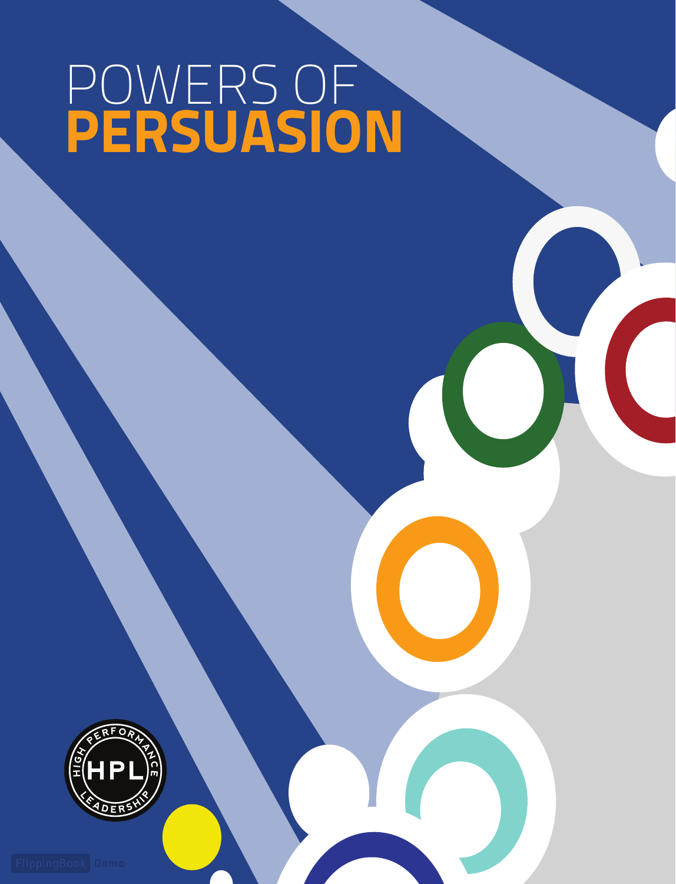# POWERS OF **PERSUASION**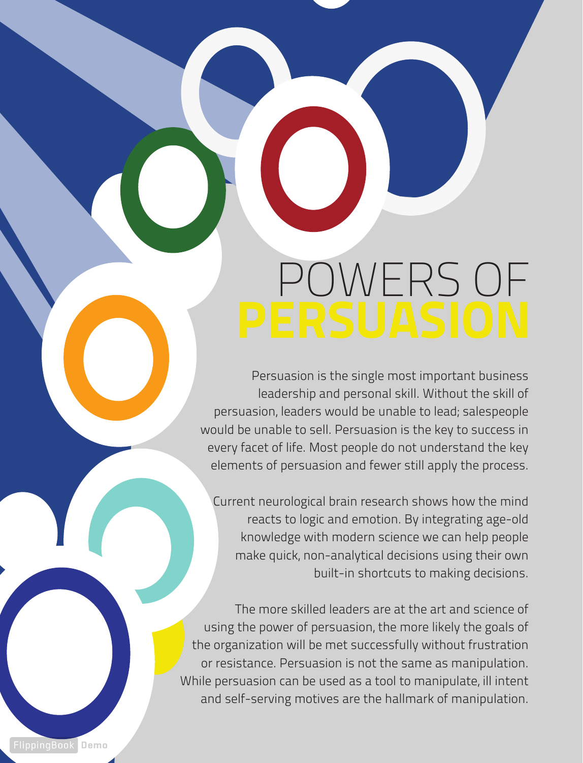# POWERS OF **PERSUASION**

Persuasion is the single most important business leadership and personal skill. Without the skill of persuasion, leaders would be unable to lead; salespeople would be unable to sell. Persuasion is the key to success in every facet of life. Most people do not understand the key elements of persuasion and fewer still apply the process.

Current neurological brain research shows how the mind reacts to logic and emotion. By integrating age-old knowledge with modern science we can help people make quick, non-analytical decisions using their own built-in shortcuts to making decisions.

The more skilled leaders are at the art and science of using the power of persuasion, the more likely the goals of the organization will be met successfully without frustration or resistance. Persuasion is not the same as manipulation. While persuasion can be used as a tool to manipulate, ill intent and self-serving motives are the hallmark of manipulation.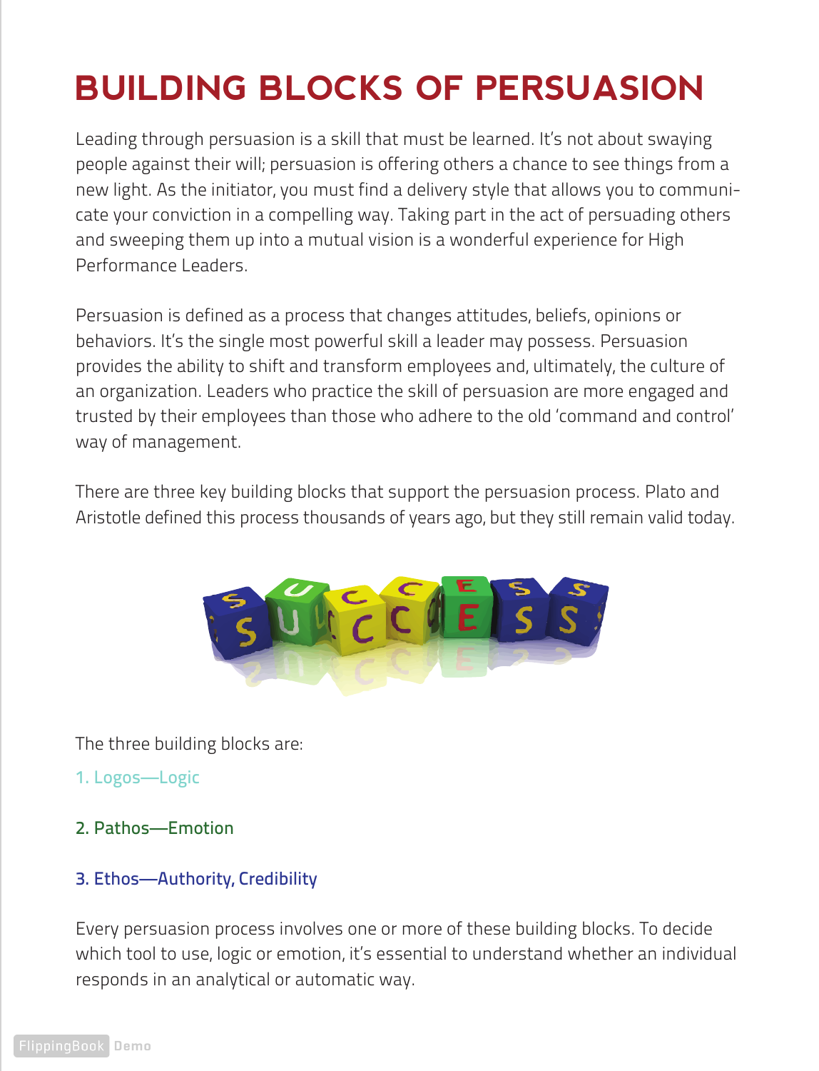# BUILDING BLOCKS OF PERSUASION

Leading through persuasion is a skill that must be learned. It's not about swaying people against their will; persuasion is offering others a chance to see things from a new light. As the initiator, you must find a delivery style that allows you to communicate your conviction in a compelling way. Taking part in the act of persuading others and sweeping them up into a mutual vision is a wonderful experience for High Performance Leaders.

Persuasion is defined as a process that changes attitudes, beliefs, opinions or behaviors. It's the single most powerful skill a leader may possess. Persuasion provides the ability to shift and transform employees and, ultimately, the culture of an organization. Leaders who practice the skill of persuasion are more engaged and trusted by their employees than those who adhere to the old 'command and control' way of management.

There are three key building blocks that support the persuasion process. Plato and Aristotle defined this process thousands of years ago, but they still remain valid today.

The three building blocks are:

1. Logos—Logic

2. Pathos—Emotion

3. Ethos—Authority, Credibility

Every persuasion process involves one or more of these building blocks. To decide which tool to use, logic or emotion, it's essential to understand whether an individual responds in an analytical or automatic way.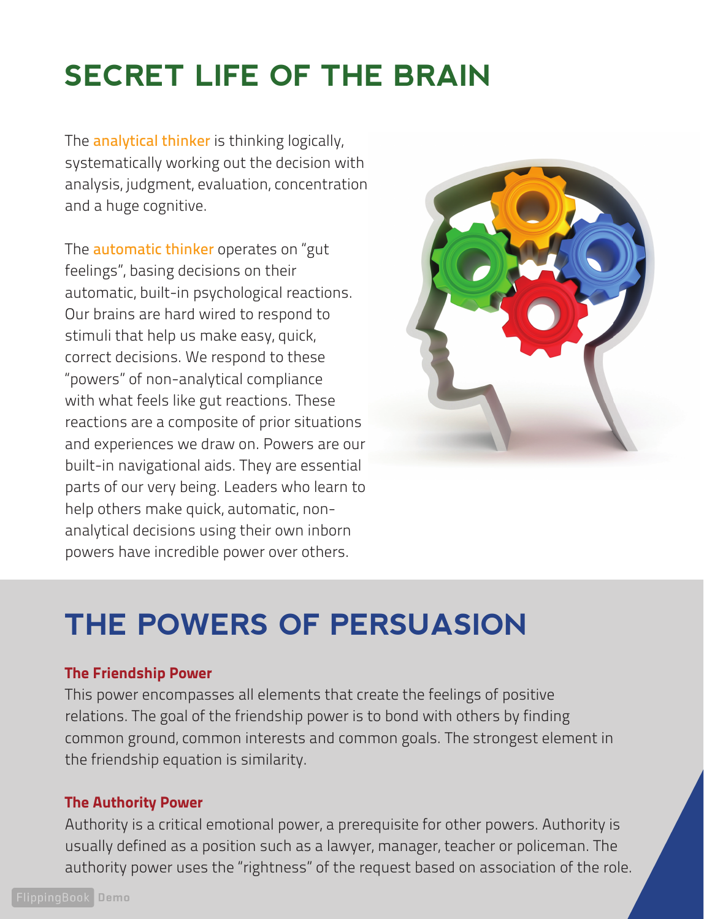# SECRET LIFE OF THE BRAIN

The analytical thinker is thinking logically, systematically working out the decision with analysis, judgment, evaluation, concentration and a huge cognitive.

The automatic thinker operates on "gut feelings", basing decisions on their automatic, built-in psychological reactions. Our brains are hard wired to respond to stimuli that help us make easy, quick, correct decisions. We respond to these "powers" of non-analytical compliance with what feels like gut reactions. These reactions are a composite of prior situations and experiences we draw on. Powers are our built-in navigational aids. They are essential parts of our very being. Leaders who learn to help others make quick, automatic, non-analytical decisions using their own inborn powers have incredible power over others.

# THE POWERS OF PERSUASION

### The Friendship Power

This power encompasses all elements that create the feelings of positive relations. The goal of the friendship power is to bond with others by finding common ground, common interests and common goals. The strongest element in the friendship equation is similarity.

### The Authority Power

Authority is a critical emotional power, a prerequisite for other powers. Authority is usually defined as a position such as a lawyer, manager, teacher or policeman. The authority power uses the "rightness" of the request based on association of the role.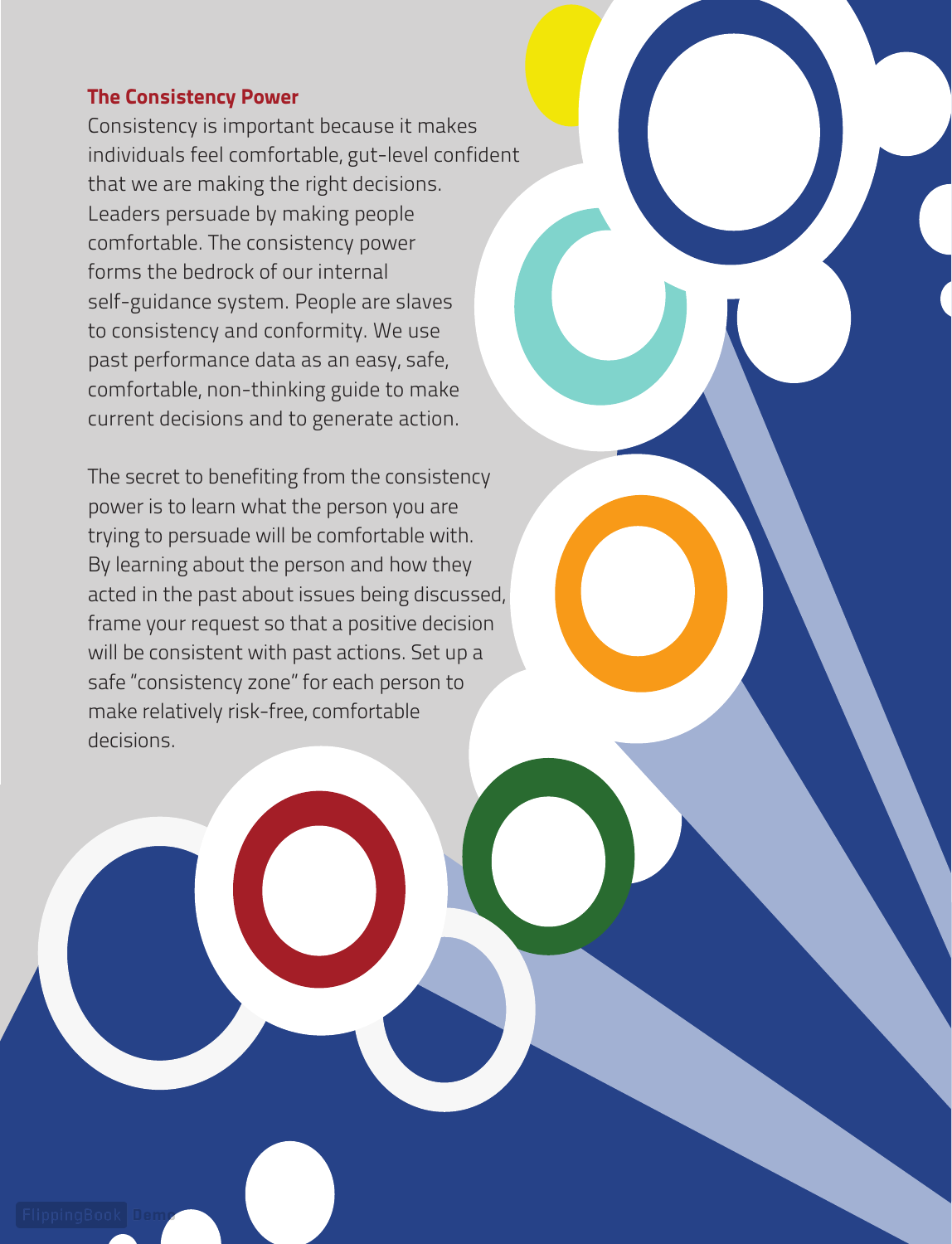### The Consistency Power

Consistency is important because it makes individuals feel comfortable, gut-level confident that we are making the right decisions. Leaders persuade by making people comfortable. The consistency power forms the bedrock of our internal self-guidance system. People are slaves to consistency and conformity. We use past performance data as an easy, safe, comfortable, non-thinking guide to make current decisions and to generate action.

The secret to benefiting from the consistency power is to learn what the person you are trying to persuade will be comfortable with. By learning about the person and how they acted in the past about issues being discussed, frame your request so that a positive decision will be consistent with past actions. Set up a safe "consistency zone" for each person to make relatively risk-free, comfortable decisions.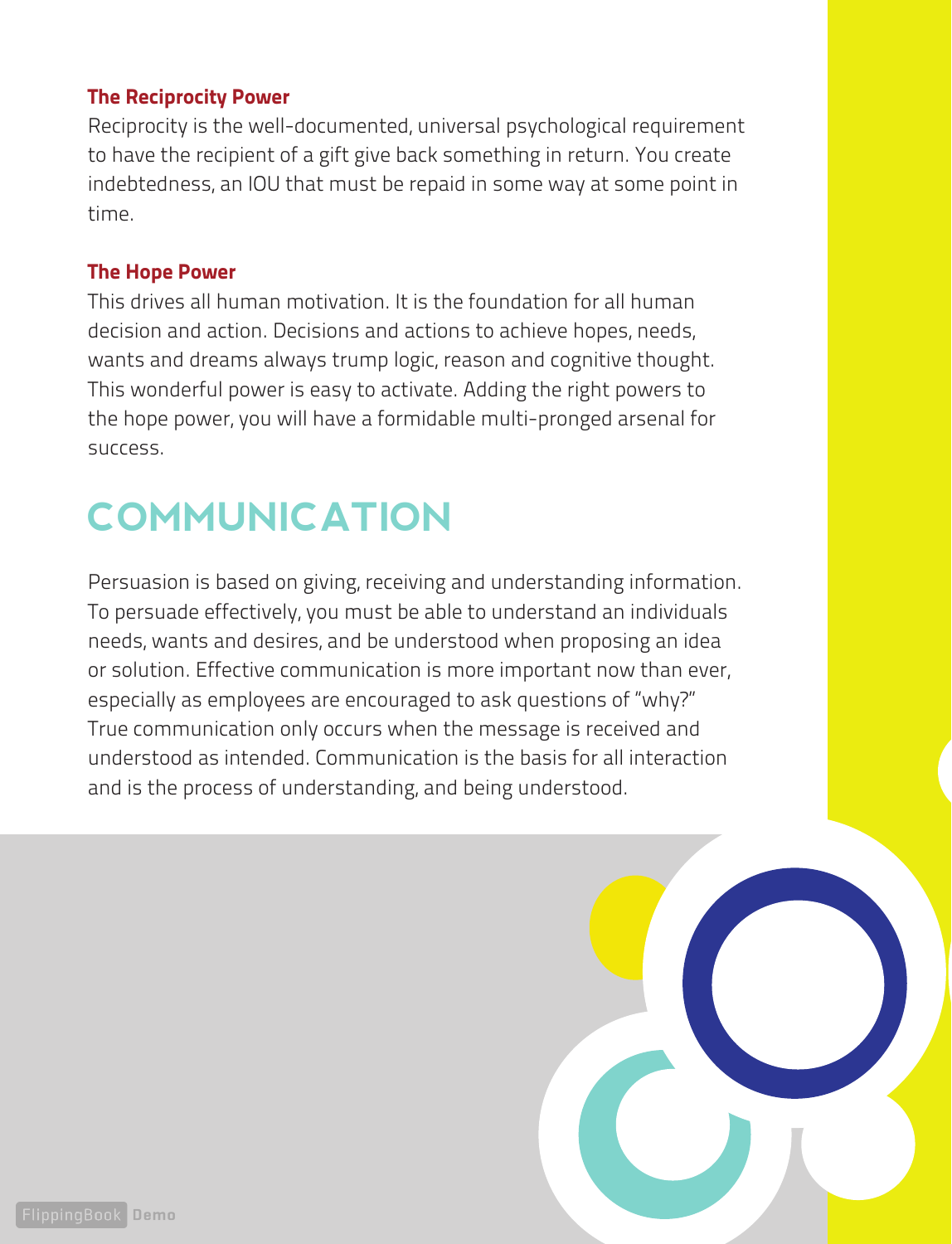### The Reciprocity Power

Reciprocity is the well-documented, universal psychological requirement to have the recipient of a gift give back something in return. You create indebtedness, an IOU that must be repaid in some way at some point in time.

### The Hope Power

This drives all human motivation. It is the foundation for all human decision and action. Decisions and actions to achieve hopes, needs, wants and dreams always trump logic, reason and cognitive thought. This wonderful power is easy to activate. Adding the right powers to the hope power, you will have a formidable multi-pronged arsenal for success.

## COMMUNICATION

Persuasion is based on giving, receiving and understanding information. To persuade effectively, you must be able to understand an individuals needs, wants and desires, and be understood when proposing an idea or solution. Effective communication is more important now than ever, especially as employees are encouraged to ask questions of "why?" True communication only occurs when the message is received and understood as intended. Communication is the basis for all interaction and is the process of understanding, and being understood.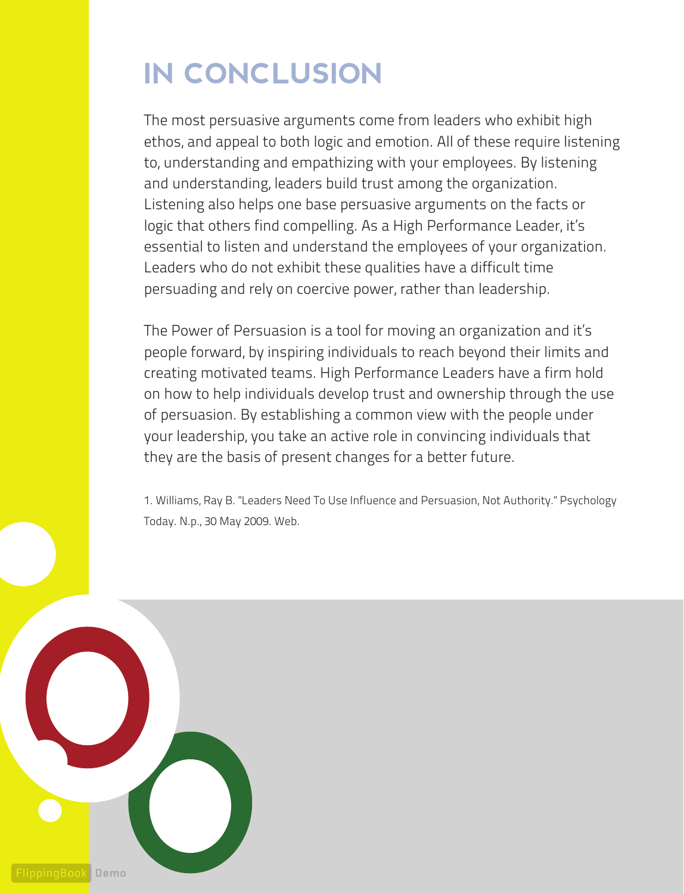# IN CONCLUSION

The most persuasive arguments come from leaders who exhibit high ethos, and appeal to both logic and emotion. All of these require listening to, understanding and empathizing with your employees. By listening and understanding, leaders build trust among the organization. Listening also helps one base persuasive arguments on the facts or logic that others find compelling. As a High Performance Leader, it's essential to listen and understand the employees of your organization. Leaders who do not exhibit these qualities have a difficult time persuading and rely on coercive power, rather than leadership.

The Power of Persuasion is a tool for moving an organization and it's people forward, by inspiring individuals to reach beyond their limits and creating motivated teams. High Performance Leaders have a firm hold on how to help individuals develop trust and ownership through the use of persuasion. By establishing a common view with the people under your leadership, you take an active role in convincing individuals that they are the basis of present changes for a better future.

1. Williams, Ray B. "Leaders Need To Use Influence and Persuasion, Not Authority." Psychology Today. N.p., 30 May 2009. Web.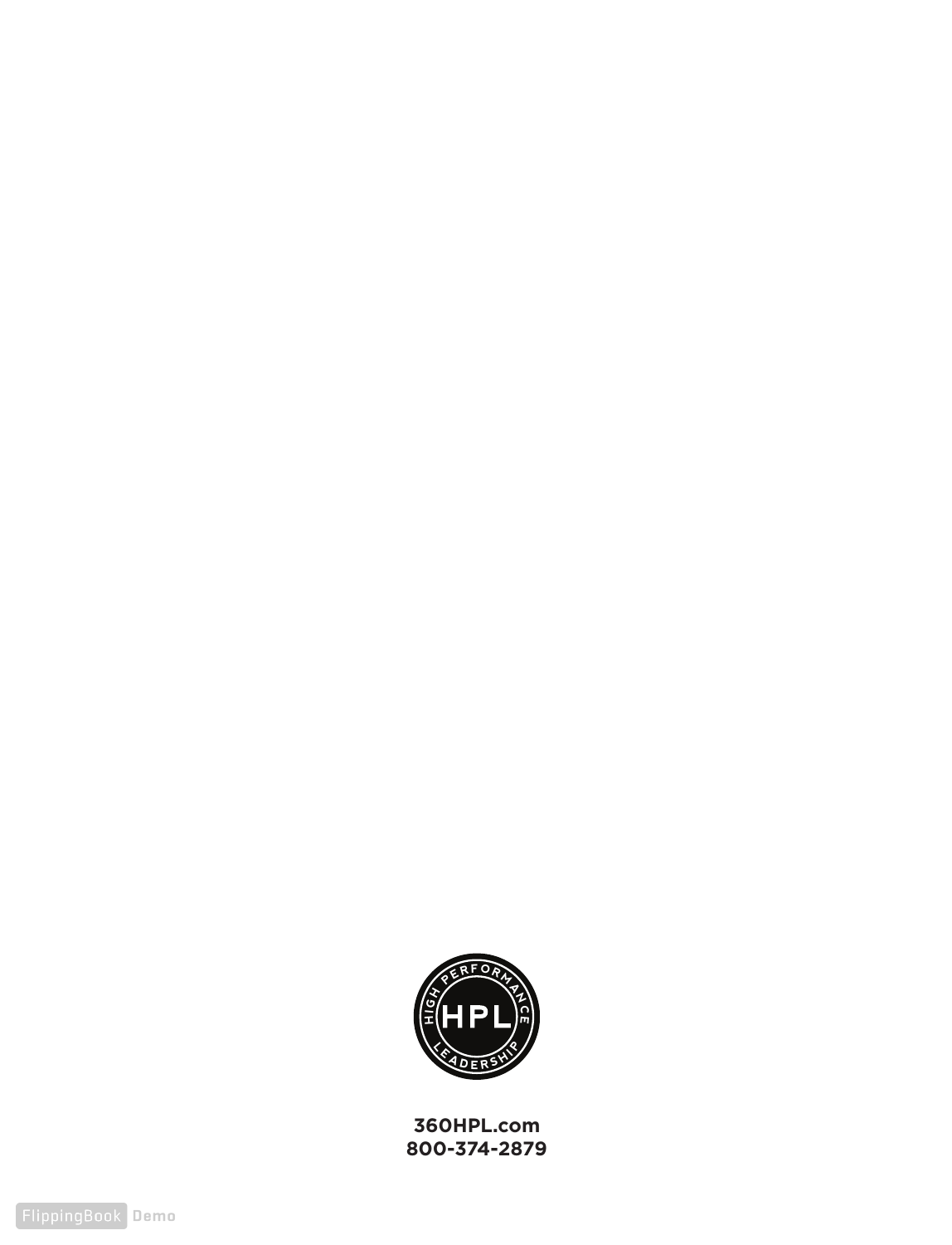360HPL.com
800-374-2879